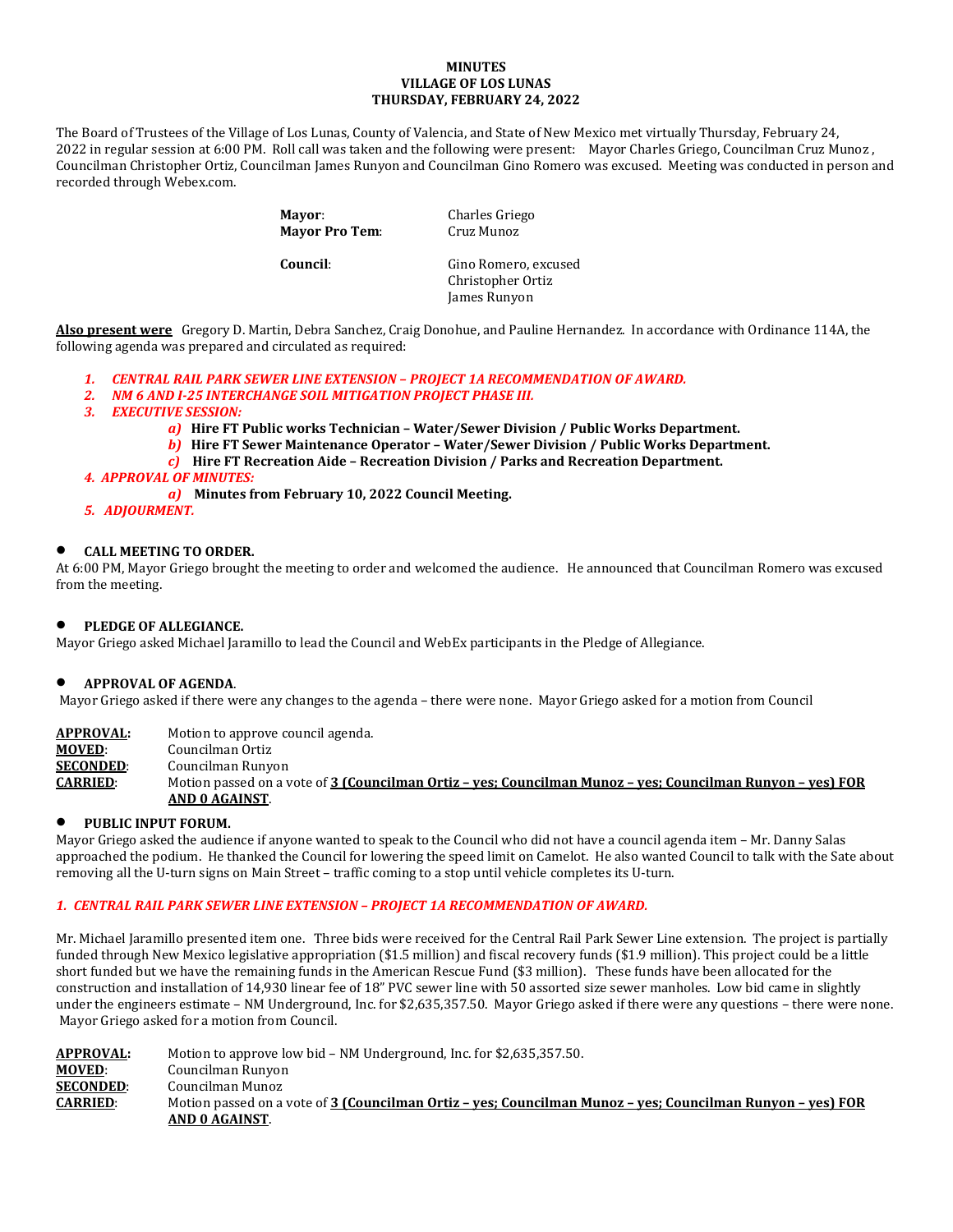# MINUTES
# VILLAGE OF LOS LUNAS
# THURSDAY, FEBRUARY 24, 2022

The Board of Trustees of the Village of Los Lunas, County of Valencia, and State of New Mexico met virtually Thursday, February 24, 2022 in regular session at 6:00 PM. Roll call was taken and the following were present: Mayor Charles Griego, Councilman Cruz Munoz , Councilman Christopher Ortiz, Councilman James Runyon and Councilman Gino Romero was excused. Meeting was conducted in person and recorded through Webex.com.

| | |
|---|---|
| **Mayor**: | Charles Griego |
| **Mayor Pro Tem**: | Cruz Munoz |
| **Council**: | Gino Romero, excused<br>Christopher Ortiz<br>James Runyon |

**Also present were** Gregory D. Martin, Debra Sanchez, Craig Donohue, and Pauline Hernandez. In accordance with Ordinance 114A, the following agenda was prepared and circulated as required:

1. ***CENTRAL RAIL PARK SEWER LINE EXTENSION – PROJECT 1A RECOMMENDATION OF AWARD.***
2. ***NM 6 AND I-25 INTERCHANGE SOIL MITIGATION PROJECT PHASE III.***
3. ***EXECUTIVE SESSION:***
   - *a)* **Hire FT Public works Technician – Water/Sewer Division / Public Works Department.**
   - *b)* **Hire FT Sewer Maintenance Operator – Water/Sewer Division / Public Works Department.**
   - *c)* **Hire FT Recreation Aide – Recreation Division / Parks and Recreation Department.**
4. ***APPROVAL OF MINUTES:***
   - *a)* **Minutes from February 10, 2022 Council Meeting.**
5. ***ADJOURMENT.***

- **CALL MEETING TO ORDER.**

At 6:00 PM, Mayor Griego brought the meeting to order and welcomed the audience. He announced that Councilman Romero was excused from the meeting.

- **PLEDGE OF ALLEGIANCE.**

Mayor Griego asked Michael Jaramillo to lead the Council and WebEx participants in the Pledge of Allegiance.

- **APPROVAL OF AGENDA**.

Mayor Griego asked if there were any changes to the agenda – there were none. Mayor Griego asked for a motion from Council

| | |
|---|---|
| **APPROVAL:** | Motion to approve council agenda. |
| **MOVED**: | Councilman Ortiz |
| **SECONDED**: | Councilman Runyon |
| **CARRIED**: | Motion passed on a vote of **3 (Councilman Ortiz – yes; Councilman Munoz – yes; Councilman Runyon – yes) FOR AND 0 AGAINST**. |

- **PUBLIC INPUT FORUM.**

Mayor Griego asked the audience if anyone wanted to speak to the Council who did not have a council agenda item – Mr. Danny Salas approached the podium. He thanked the Council for lowering the speed limit on Camelot. He also wanted Council to talk with the Sate about removing all the U-turn signs on Main Street – traffic coming to a stop until vehicle completes its U-turn.

## *1. CENTRAL RAIL PARK SEWER LINE EXTENSION – PROJECT 1A RECOMMENDATION OF AWARD.*

Mr. Michael Jaramillo presented item one. Three bids were received for the Central Rail Park Sewer Line extension. The project is partially funded through New Mexico legislative appropriation ($1.5 million) and fiscal recovery funds ($1.9 million). This project could be a little short funded but we have the remaining funds in the American Rescue Fund ($3 million). These funds have been allocated for the construction and installation of 14,930 linear fee of 18" PVC sewer line with 50 assorted size sewer manholes. Low bid came in slightly under the engineers estimate – NM Underground, Inc. for $2,635,357.50. Mayor Griego asked if there were any questions – there were none. Mayor Griego asked for a motion from Council.

| | |
|---|---|
| **APPROVAL:** | Motion to approve low bid – NM Underground, Inc. for $2,635,357.50. |
| **MOVED**: | Councilman Runyon |
| **SECONDED**: | Councilman Munoz |
| **CARRIED**: | Motion passed on a vote of **3 (Councilman Ortiz – yes; Councilman Munoz – yes; Councilman Runyon – yes) FOR AND 0 AGAINST**. |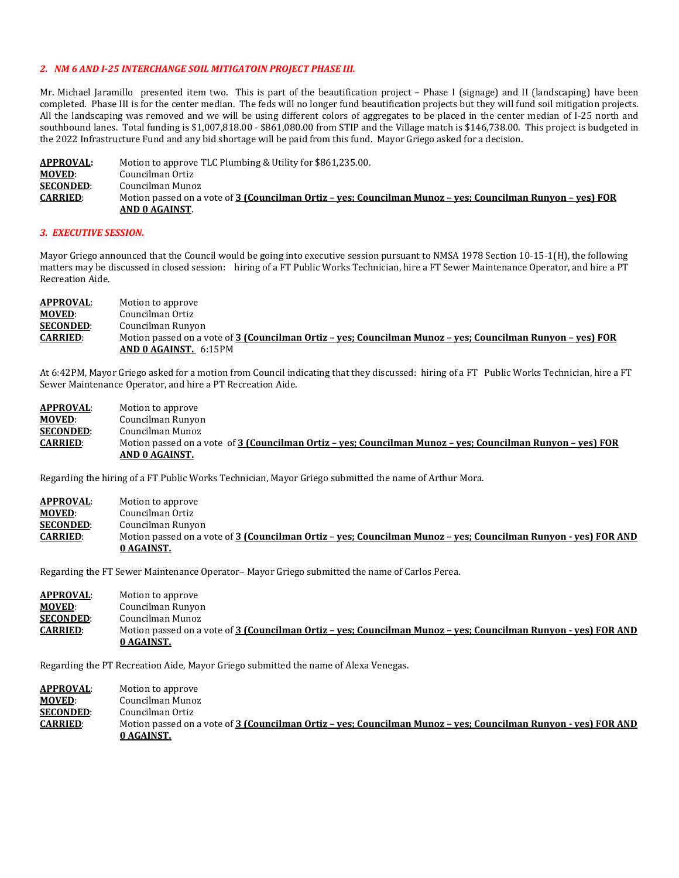### *2. NM 6 AND I-25 INTERCHANGE SOIL MITIGATOIN PROJECT PHASE III.*

Mr. Michael Jaramillo presented item two. This is part of the beautification project – Phase I (signage) and II (landscaping) have been completed. Phase III is for the center median. The feds will no longer fund beautification projects but they will fund soil mitigation projects. All the landscaping was removed and we will be using different colors of aggregates to be placed in the center median of I-25 north and southbound lanes. Total funding is $1,007,818.00 - $861,080.00 from STIP and the Village match is $146,738.00. This project is budgeted in the 2022 Infrastructure Fund and any bid shortage will be paid from this fund. Mayor Griego asked for a decision.

**APPROVAL:** Motion to approve TLC Plumbing & Utility for $861,235.00.
**MOVED**: Councilman Ortiz
**SECONDED**: Councilman Munoz
**CARRIED**: Motion passed on a vote of **3 (Councilman Ortiz – yes; Councilman Munoz – yes; Councilman Runyon – yes) FOR AND 0 AGAINST**.

### *3. EXECUTIVE SESSION.*

Mayor Griego announced that the Council would be going into executive session pursuant to NMSA 1978 Section 10-15-1(H), the following matters may be discussed in closed session: hiring of a FT Public Works Technician, hire a FT Sewer Maintenance Operator, and hire a PT Recreation Aide.

**APPROVAL**: Motion to approve
**MOVED**: Councilman Ortiz
**SECONDED**: Councilman Runyon
**CARRIED**: Motion passed on a vote of **3 (Councilman Ortiz – yes; Councilman Munoz – yes; Councilman Runyon – yes) FOR AND 0 AGAINST.** 6:15PM

At 6:42PM, Mayor Griego asked for a motion from Council indicating that they discussed: hiring of a FT Public Works Technician, hire a FT Sewer Maintenance Operator, and hire a PT Recreation Aide.

**APPROVAL**: Motion to approve
**MOVED**: Councilman Runyon
**SECONDED**: Councilman Munoz
**CARRIED**: Motion passed on a vote of **3 (Councilman Ortiz – yes; Councilman Munoz – yes; Councilman Runyon – yes) FOR AND 0 AGAINST.**

Regarding the hiring of a FT Public Works Technician, Mayor Griego submitted the name of Arthur Mora.

**APPROVAL**: Motion to approve
**MOVED**: Councilman Ortiz
**SECONDED**: Councilman Runyon
**CARRIED**: Motion passed on a vote of **3 (Councilman Ortiz – yes; Councilman Munoz – yes; Councilman Runyon - yes) FOR AND 0 AGAINST.**

Regarding the FT Sewer Maintenance Operator– Mayor Griego submitted the name of Carlos Perea.

**APPROVAL**: Motion to approve
**MOVED**: Councilman Runyon
**SECONDED**: Councilman Munoz
**CARRIED**: Motion passed on a vote of **3 (Councilman Ortiz – yes; Councilman Munoz – yes; Councilman Runyon - yes) FOR AND 0 AGAINST.**

Regarding the PT Recreation Aide, Mayor Griego submitted the name of Alexa Venegas.

**APPROVAL**: Motion to approve
**MOVED**: Councilman Munoz
**SECONDED**: Councilman Ortiz
**CARRIED**: Motion passed on a vote of **3 (Councilman Ortiz – yes; Councilman Munoz – yes; Councilman Runyon - yes) FOR AND 0 AGAINST.**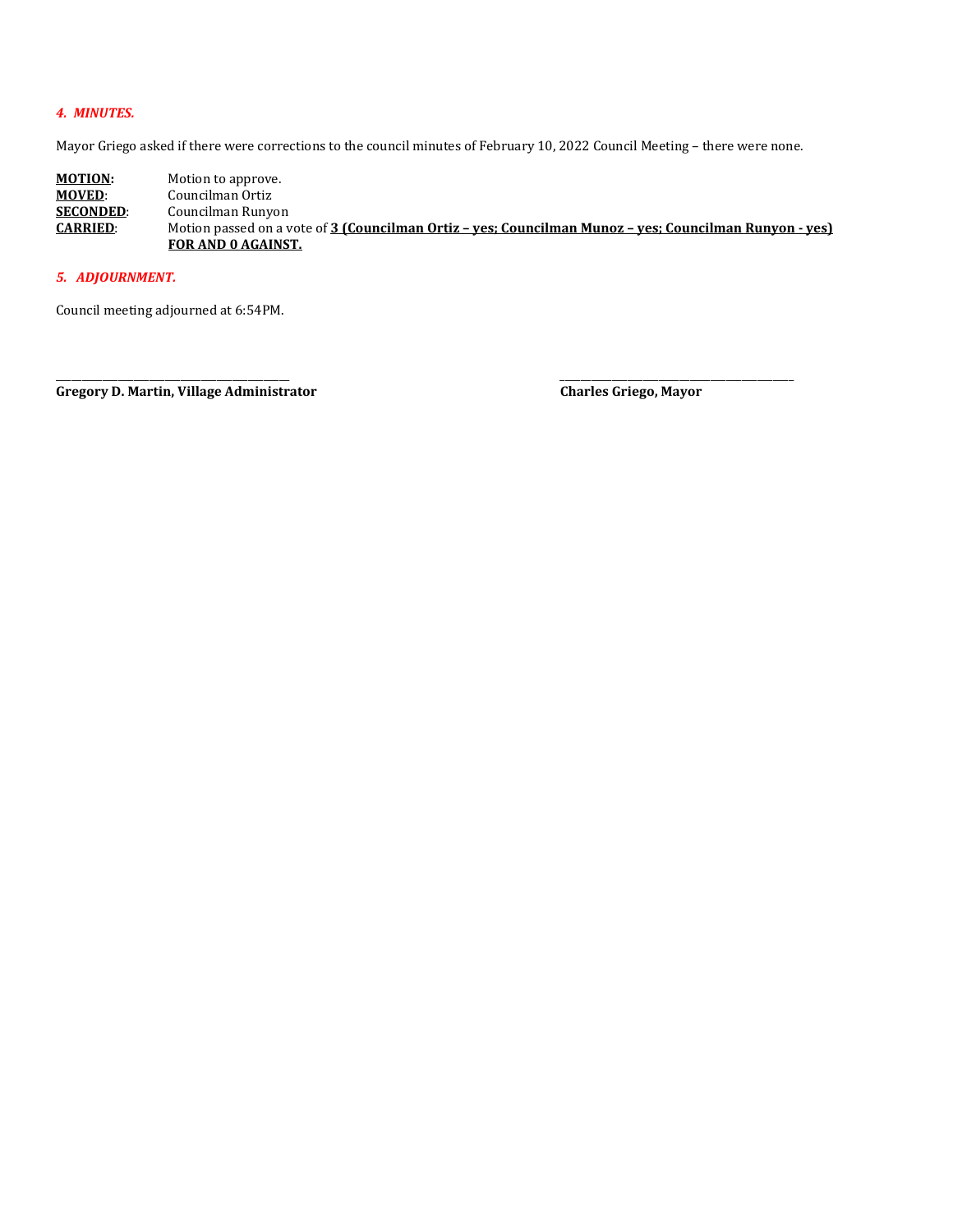### *4. MINUTES.*

Mayor Griego asked if there were corrections to the council minutes of February 10, 2022 Council Meeting – there were none.

**MOTION:** Motion to approve.
**MOVED**: Councilman Ortiz
**SECONDED**: Councilman Runyon
**CARRIED**: Motion passed on a vote of **3 (Councilman Ortiz – yes; Councilman Munoz – yes; Councilman Runyon - yes) FOR AND 0 AGAINST.**

### *5. ADJOURNMENT.*

Council meeting adjourned at 6:54PM.

\_\_\_\_\_\_\_\_\_\_\_\_\_\_\_\_\_\_\_\_\_\_\_\_\_\_\_\_\_\_\_\_\_\_\_\_\_\_\_\_
**Gregory D. Martin, Village Administrator**

\_\_\_\_\_\_\_\_\_\_\_\_\_\_\_\_\_\_\_\_\_\_\_\_\_\_\_\_\_\_\_\_\_\_\_\_\_\_\_\_
**Charles Griego, Mayor**